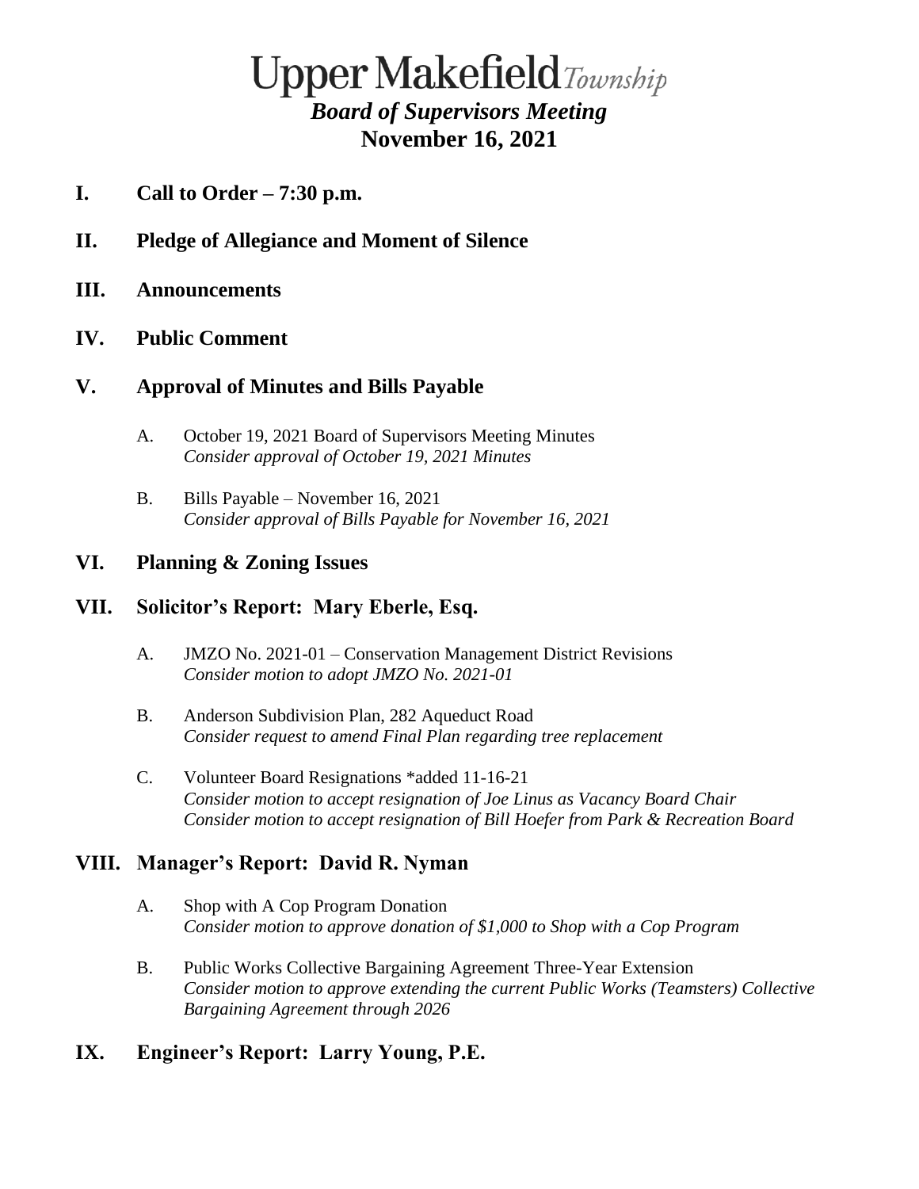# Upper Makefield *Township*

## *Board of Supervisors Meeting*

## November 16, 2021

## I. Call to Order – 7:30 p.m.

## II. Pledge of Allegiance and Moment of Silence

## III. Announcements

## IV. Public Comment

## V. Approval of Minutes and Bills Payable

A. October 19, 2021 Board of Supervisors Meeting Minutes
*Consider approval of October 19, 2021 Minutes*

B. Bills Payable – November 16, 2021
*Consider approval of Bills Payable for November 16, 2021*

## VI. Planning & Zoning Issues

## VII. Solicitor's Report: Mary Eberle, Esq.

A. JMZO No. 2021-01 – Conservation Management District Revisions
*Consider motion to adopt JMZO No. 2021-01*

B. Anderson Subdivision Plan, 282 Aqueduct Road
*Consider request to amend Final Plan regarding tree replacement*

C. Volunteer Board Resignations *added 11-16-21
*Consider motion to accept resignation of Joe Linus as Vacancy Board Chair*
*Consider motion to accept resignation of Bill Hoefer from Park & Recreation Board*

## VIII. Manager's Report: David R. Nyman

A. Shop with A Cop Program Donation
*Consider motion to approve donation of $1,000 to Shop with a Cop Program*

B. Public Works Collective Bargaining Agreement Three-Year Extension
*Consider motion to approve extending the current Public Works (Teamsters) Collective Bargaining Agreement through 2026*

## IX. Engineer's Report: Larry Young, P.E.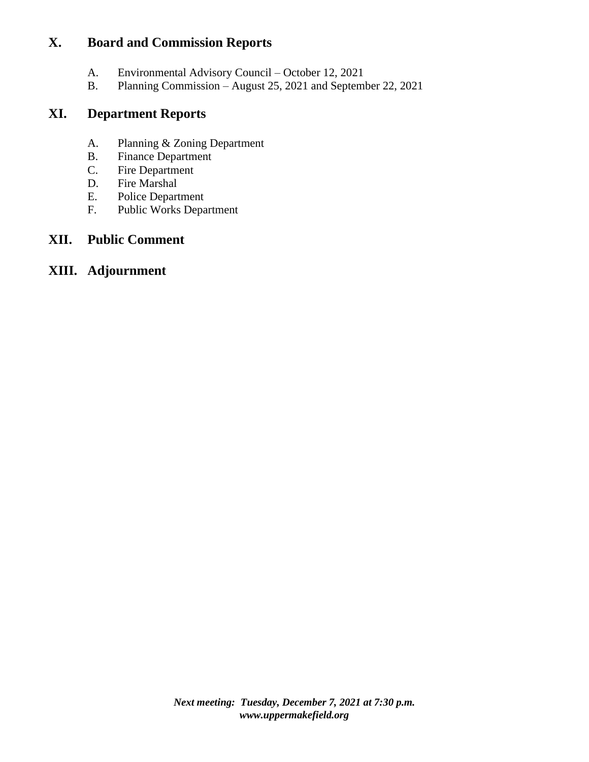## X. Board and Commission Reports

A. Environmental Advisory Council – October 12, 2021
B. Planning Commission – August 25, 2021 and September 22, 2021

## XI. Department Reports

A. Planning & Zoning Department
B. Finance Department
C. Fire Department
D. Fire Marshal
E. Police Department
F. Public Works Department

## XII. Public Comment

## XIII. Adjournment

***Next meeting: Tuesday, December 7, 2021 at 7:30 p.m.***
***www.uppermakefield.org***